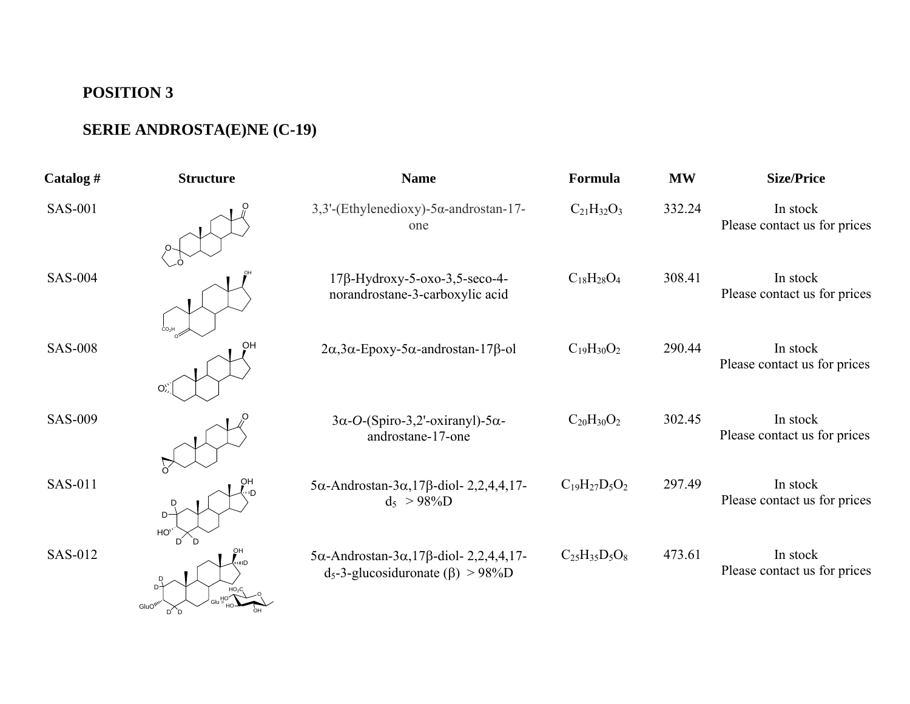**POSITION 3**

**SERIE ANDROSTA(E)NE (C-19)**

| Catalog # | Structure | Name | Formula | MW | Size/Price |
|---|---|---|---|---|---|
| SAS-001 | | 3,3'-(Ethylenedioxy)-5α-androstan-17-one | $C_{21}H_{32}O_3$ | 332.24 | In stock Please contact us for prices |
| SAS-004 | | 17β-Hydroxy-5-oxo-3,5-seco-4-norandrostane-3-carboxylic acid | $C_{18}H_{28}O_4$ | 308.41 | In stock Please contact us for prices |
| SAS-008 | | 2α,3α-Epoxy-5α-androstan-17β-ol | $C_{19}H_{30}O_2$ | 290.44 | In stock Please contact us for prices |
| SAS-009 | | 3α-*O*-(Spiro-3,2'-oxiranyl)-5α-androstane-17-one | $C_{20}H_{30}O_2$ | 302.45 | In stock Please contact us for prices |
| SAS-011 | | 5α-Androstan-3α,17β-diol- 2,2,4,4,17-$d_5$ > 98%D | $C_{19}H_{27}D_5O_2$ | 297.49 | In stock Please contact us for prices |
| SAS-012 | | 5α-Androstan-3α,17β-diol- 2,2,4,4,17-$d_5$-3-glucosiduronate (β) > 98%D | $C_{25}H_{35}D_5O_8$ | 473.61 | In stock Please contact us for prices |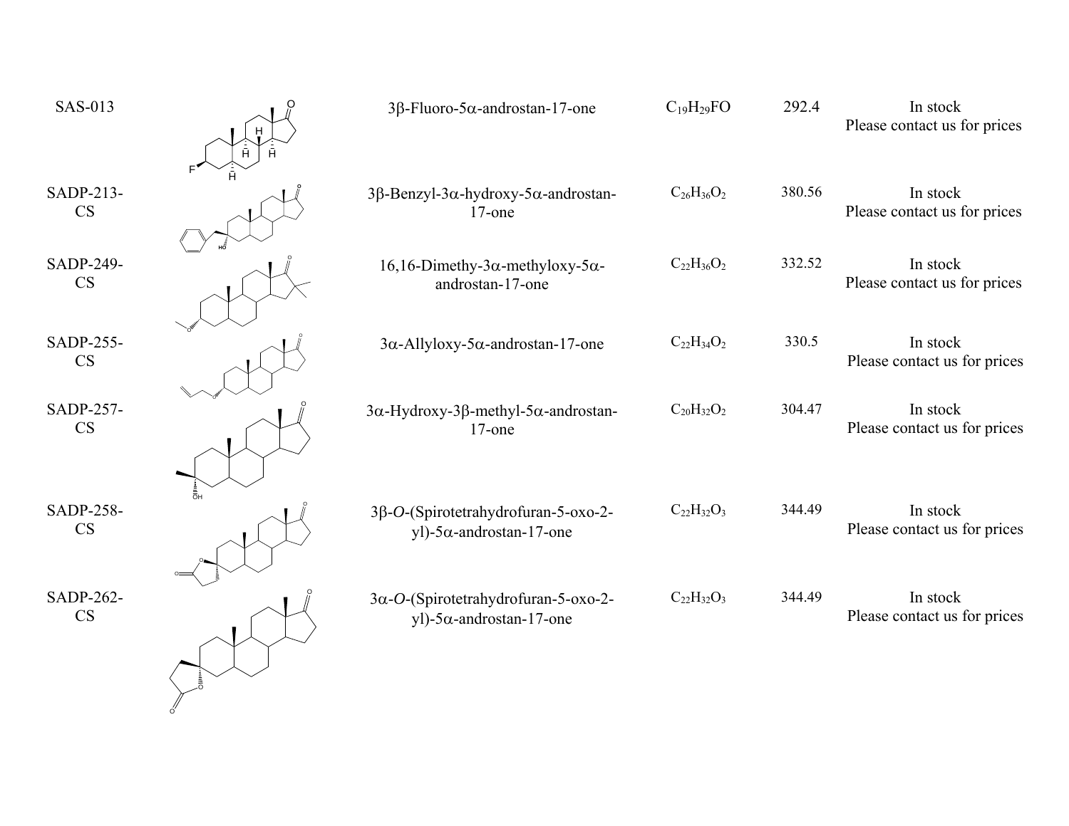| | | | | | |
|---|---|---|---|---|---|
| SAS-013 | | 3β-Fluoro-5α-androstan-17-one | $C_{19}H_{29}FO$ | 292.4 | In stock<br>Please contact us for prices |
| SADP-213-CS | | 3β-Benzyl-3α-hydroxy-5α-androstan-17-one | $C_{26}H_{36}O_2$ | 380.56 | In stock<br>Please contact us for prices |
| SADP-249-CS | | 16,16-Dimethy-3α-methyloxy-5α-androstan-17-one | $C_{22}H_{36}O_2$ | 332.52 | In stock<br>Please contact us for prices |
| SADP-255-CS | | 3α-Allyloxy-5α-androstan-17-one | $C_{22}H_{34}O_2$ | 330.5 | In stock<br>Please contact us for prices |
| SADP-257-CS | | 3α-Hydroxy-3β-methyl-5α-androstan-17-one | $C_{20}H_{32}O_2$ | 304.47 | In stock<br>Please contact us for prices |
| SADP-258-CS | | 3β-*O*-(Spirotetrahydrofuran-5-oxo-2-yl)-5α-androstan-17-one | $C_{22}H_{32}O_3$ | 344.49 | In stock<br>Please contact us for prices |
| SADP-262-CS | | 3α-*O*-(Spirotetrahydrofuran-5-oxo-2-yl)-5α-androstan-17-one | $C_{22}H_{32}O_3$ | 344.49 | In stock<br>Please contact us for prices |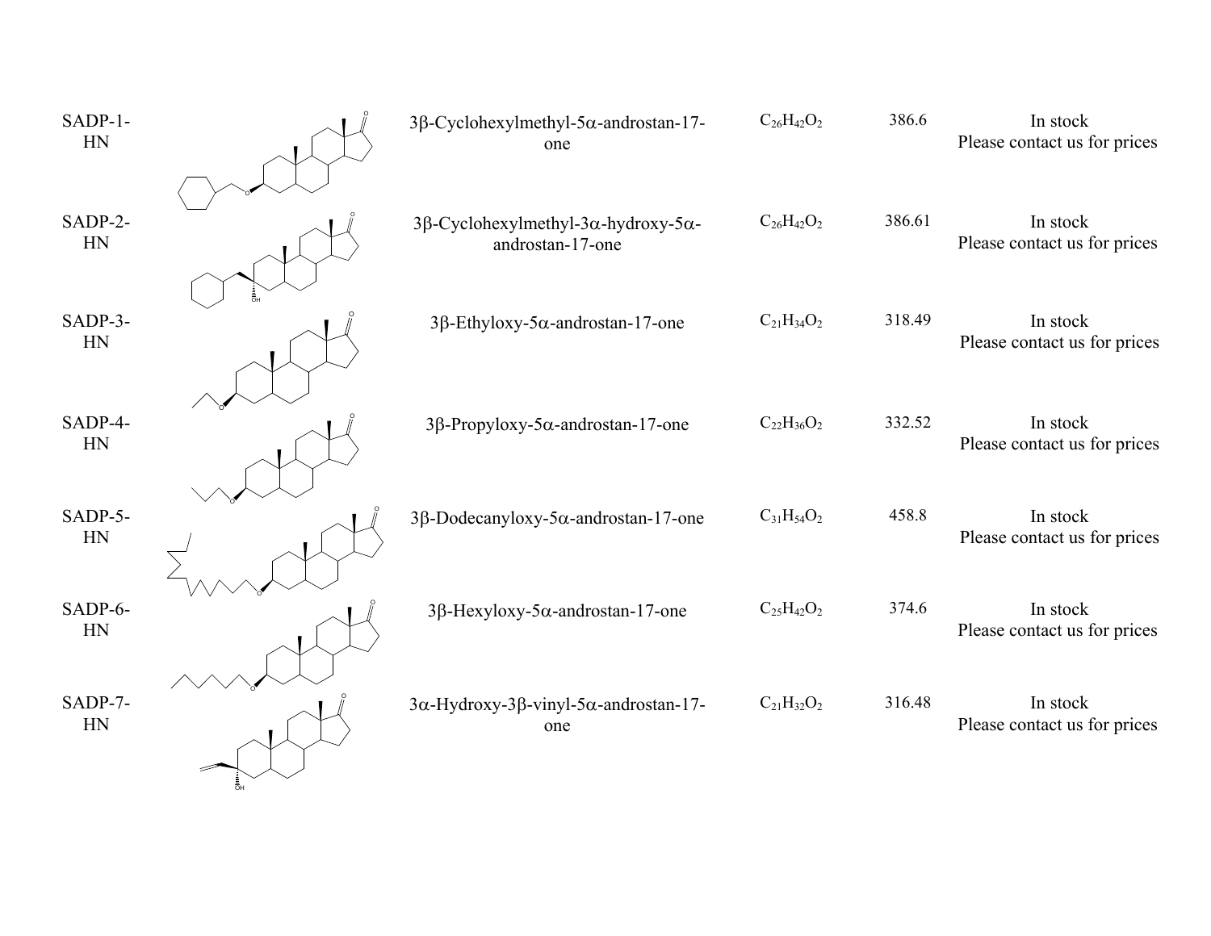| | | | | | |
|---|---|---|---|---|---|
| SADP-1-HN | | 3β-Cyclohexylmethyl-5α-androstan-17-one | $C_{26}H_{42}O_2$ | 386.6 | In stock<br>Please contact us for prices |
| SADP-2-HN | | 3β-Cyclohexylmethyl-3α-hydroxy-5α-androstan-17-one | $C_{26}H_{42}O_2$ | 386.61 | In stock<br>Please contact us for prices |
| SADP-3-HN | | 3β-Ethyloxy-5α-androstan-17-one | $C_{21}H_{34}O_2$ | 318.49 | In stock<br>Please contact us for prices |
| SADP-4-HN | | 3β-Propyloxy-5α-androstan-17-one | $C_{22}H_{36}O_2$ | 332.52 | In stock<br>Please contact us for prices |
| SADP-5-HN | | 3β-Dodecanyloxy-5α-androstan-17-one | $C_{31}H_{54}O_2$ | 458.8 | In stock<br>Please contact us for prices |
| SADP-6-HN | | 3β-Hexyloxy-5α-androstan-17-one | $C_{25}H_{42}O_2$ | 374.6 | In stock<br>Please contact us for prices |
| SADP-7-HN | | 3α-Hydroxy-3β-vinyl-5α-androstan-17-one | $C_{21}H_{32}O_2$ | 316.48 | In stock<br>Please contact us for prices |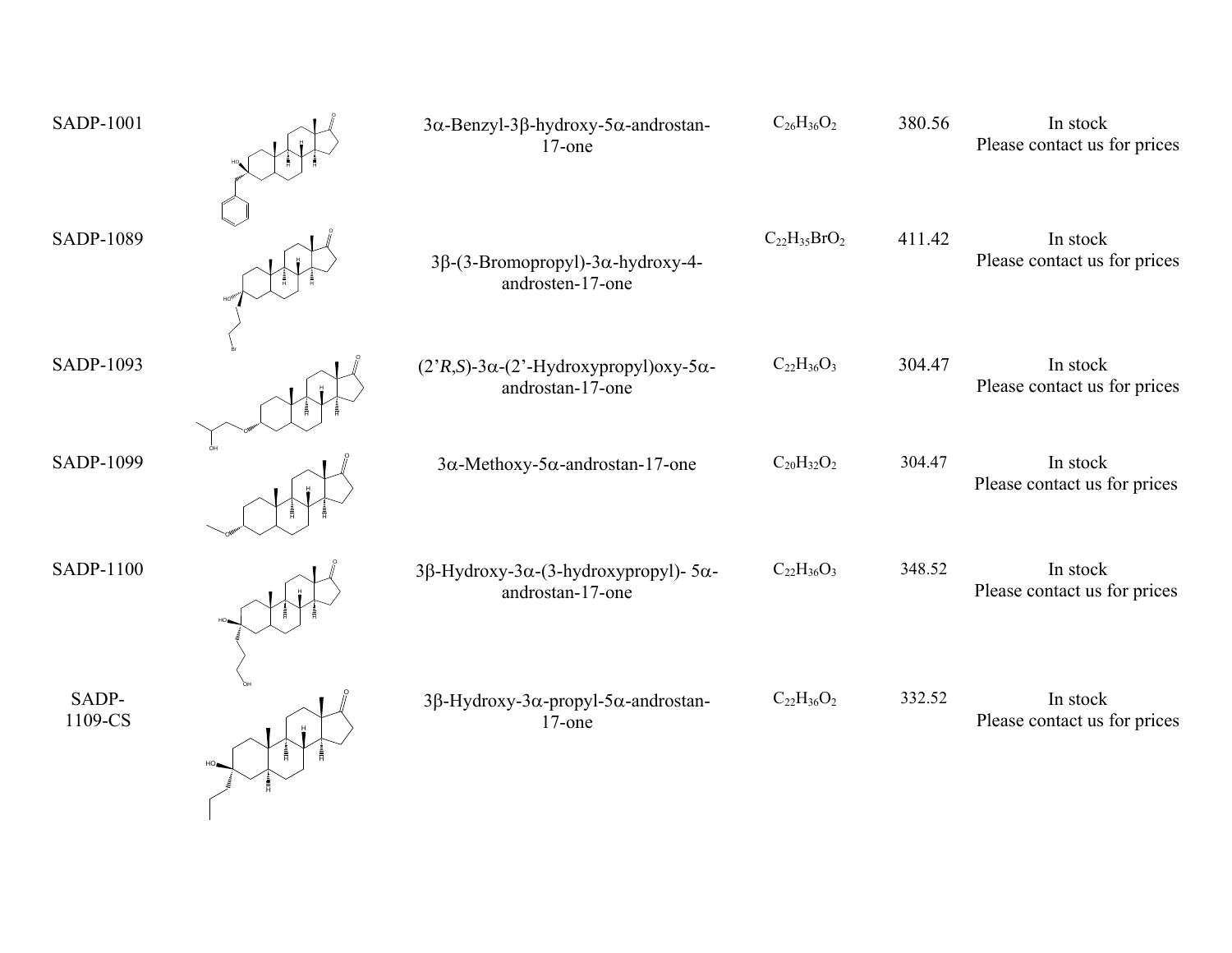| | | | | | |
|---|---|---|---|---|---|
| SADP-1001 | | 3α-Benzyl-3β-hydroxy-5α-androstan-17-one | $C_{26}H_{36}O_2$ | 380.56 | In stock Please contact us for prices |
| SADP-1089 | | 3β-(3-Bromopropyl)-3α-hydroxy-4-androsten-17-one | $C_{22}H_{35}BrO_2$ | 411.42 | In stock Please contact us for prices |
| SADP-1093 | | (2'*R*,*S*)-3α-(2'-Hydroxypropyl)oxy-5α-androstan-17-one | $C_{22}H_{36}O_3$ | 304.47 | In stock Please contact us for prices |
| SADP-1099 | | 3α-Methoxy-5α-androstan-17-one | $C_{20}H_{32}O_2$ | 304.47 | In stock Please contact us for prices |
| SADP-1100 | | 3β-Hydroxy-3α-(3-hydroxypropyl)- 5α-androstan-17-one | $C_{22}H_{36}O_3$ | 348.52 | In stock Please contact us for prices |
| SADP-1109-CS | | 3β-Hydroxy-3α-propyl-5α-androstan-17-one | $C_{22}H_{36}O_2$ | 332.52 | In stock Please contact us for prices |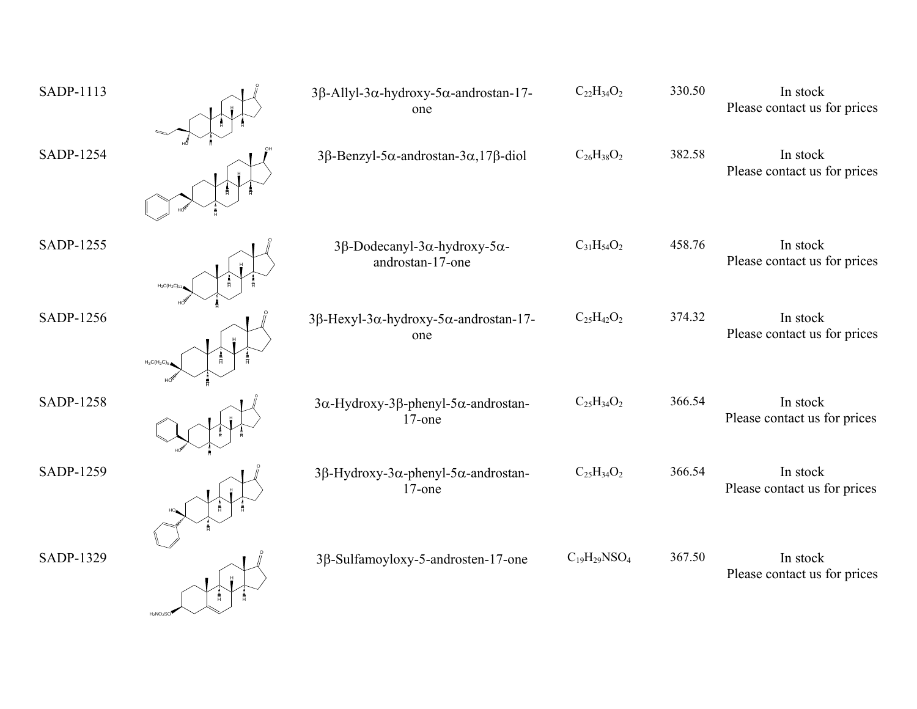| | | | | | |
|---|---|---|---|---|---|
| SADP-1113 | | 3β-Allyl-3α-hydroxy-5α-androstan-17-one | $C_{22}H_{34}O_2$ | 330.50 | In stock Please contact us for prices |
| SADP-1254 | | 3β-Benzyl-5α-androstan-3α,17β-diol | $C_{26}H_{38}O_2$ | 382.58 | In stock Please contact us for prices |
| SADP-1255 | | 3β-Dodecanyl-3α-hydroxy-5α-androstan-17-one | $C_{31}H_{54}O_2$ | 458.76 | In stock Please contact us for prices |
| SADP-1256 | | 3β-Hexyl-3α-hydroxy-5α-androstan-17-one | $C_{25}H_{42}O_2$ | 374.32 | In stock Please contact us for prices |
| SADP-1258 | | 3α-Hydroxy-3β-phenyl-5α-androstan-17-one | $C_{25}H_{34}O_2$ | 366.54 | In stock Please contact us for prices |
| SADP-1259 | | 3β-Hydroxy-3α-phenyl-5α-androstan-17-one | $C_{25}H_{34}O_2$ | 366.54 | In stock Please contact us for prices |
| SADP-1329 | | 3β-Sulfamoyloxy-5-androsten-17-one | $C_{19}H_{29}NSO_4$ | 367.50 | In stock Please contact us for prices |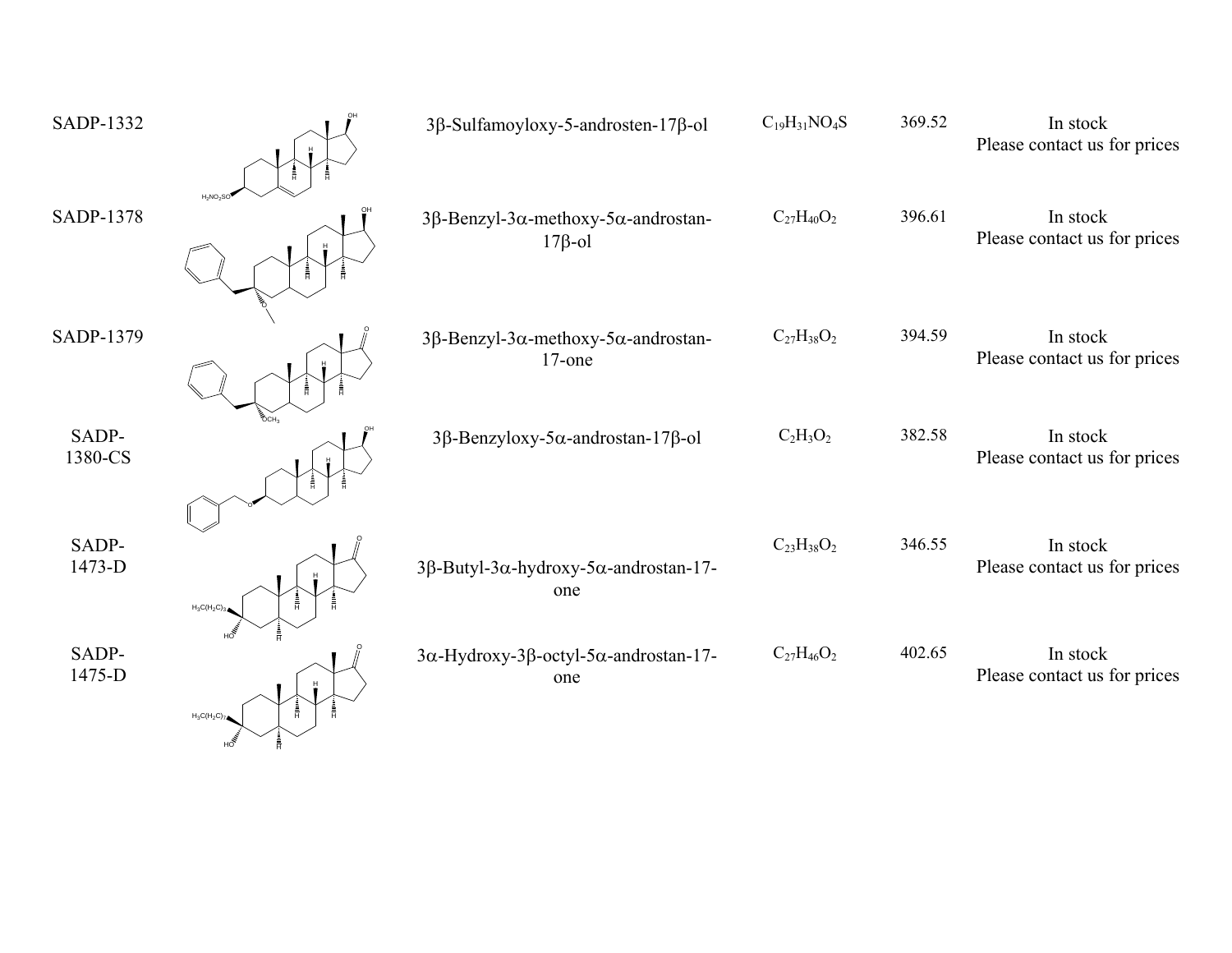| | | | | | |
|---|---|---|---|---|---|
| SADP-1332 | | 3β-Sulfamoyloxy-5-androsten-17β-ol | $C_{19}H_{31}NO_4S$ | 369.52 | In stock<br>Please contact us for prices |
| SADP-1378 | | 3β-Benzyl-3α-methoxy-5α-androstan-17β-ol | $C_{27}H_{40}O_2$ | 396.61 | In stock<br>Please contact us for prices |
| SADP-1379 | | 3β-Benzyl-3α-methoxy-5α-androstan-17-one | $C_{27}H_{38}O_2$ | 394.59 | In stock<br>Please contact us for prices |
| SADP-1380-CS | | 3β-Benzyloxy-5α-androstan-17β-ol | $C_2H_3O_2$ | 382.58 | In stock<br>Please contact us for prices |
| SADP-1473-D | | 3β-Butyl-3α-hydroxy-5α-androstan-17-one | $C_{23}H_{38}O_2$ | 346.55 | In stock<br>Please contact us for prices |
| SADP-1475-D | | 3α-Hydroxy-3β-octyl-5α-androstan-17-one | $C_{27}H_{46}O_2$ | 402.65 | In stock<br>Please contact us for prices |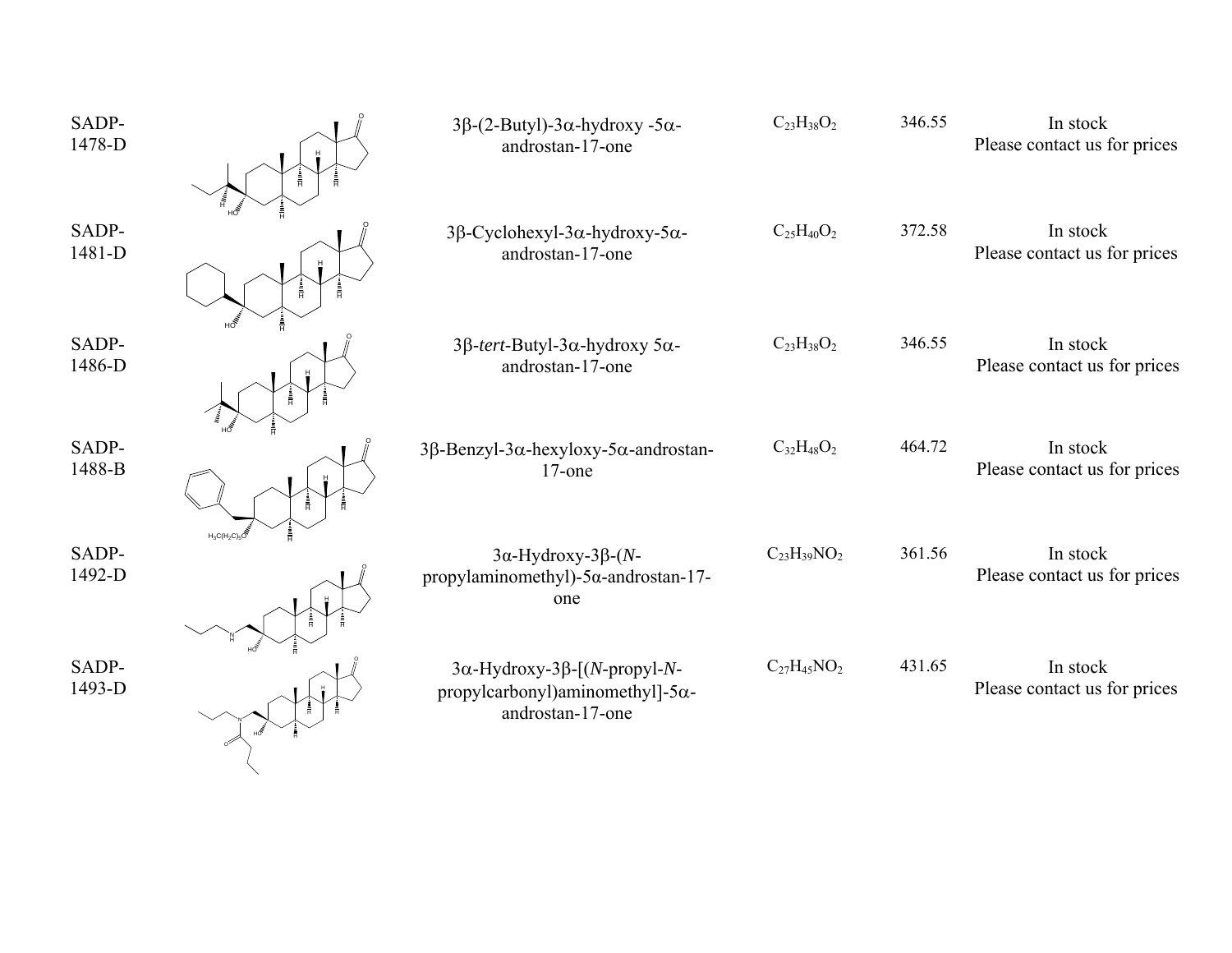| | | | | | |
|---|---|---|---|---|---|
| SADP-1478-D | | 3β-(2-Butyl)-3α-hydroxy -5α-androstan-17-one | $C_{23}H_{38}O_2$ | 346.55 | In stock Please contact us for prices |
| SADP-1481-D | | 3β-Cyclohexyl-3α-hydroxy-5α-androstan-17-one | $C_{25}H_{40}O_2$ | 372.58 | In stock Please contact us for prices |
| SADP-1486-D | | 3β-*tert*-Butyl-3α-hydroxy 5α-androstan-17-one | $C_{23}H_{38}O_2$ | 346.55 | In stock Please contact us for prices |
| SADP-1488-B | | 3β-Benzyl-3α-hexyloxy-5α-androstan-17-one | $C_{32}H_{48}O_2$ | 464.72 | In stock Please contact us for prices |
| SADP-1492-D | | 3α-Hydroxy-3β-(*N*-propylaminomethyl)-5α-androstan-17-one | $C_{23}H_{39}NO_2$ | 361.56 | In stock Please contact us for prices |
| SADP-1493-D | | 3α-Hydroxy-3β-[(*N*-propyl-*N*-propylcarbonyl)aminomethyl]-5α-androstan-17-one | $C_{27}H_{45}NO_2$ | 431.65 | In stock Please contact us for prices |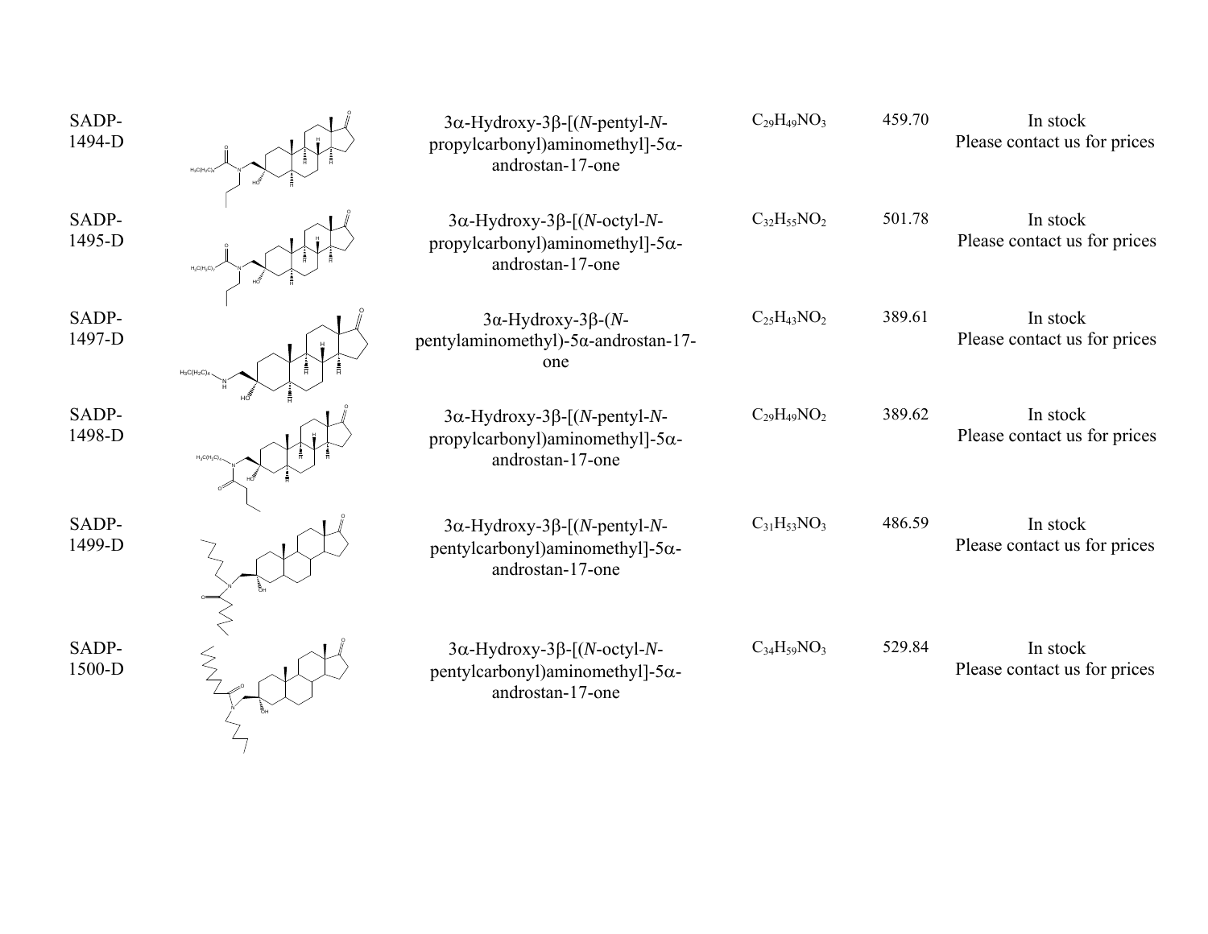| | | | | | |
|---|---|---|---|---|---|
| SADP-1494-D | | 3α-Hydroxy-3β-[(*N*-pentyl-*N*-propylcarbonyl)aminomethyl]-5α-androstan-17-one | $C_{29}H_{49}NO_3$ | 459.70 | In stock<br>Please contact us for prices |
| SADP-1495-D | | 3α-Hydroxy-3β-[(*N*-octyl-*N*-propylcarbonyl)aminomethyl]-5α-androstan-17-one | $C_{32}H_{55}NO_2$ | 501.78 | In stock<br>Please contact us for prices |
| SADP-1497-D | | 3α-Hydroxy-3β-(*N*-pentylaminomethyl)-5α-androstan-17-one | $C_{25}H_{43}NO_2$ | 389.61 | In stock<br>Please contact us for prices |
| SADP-1498-D | | 3α-Hydroxy-3β-[(*N*-pentyl-*N*-propylcarbonyl)aminomethyl]-5α-androstan-17-one | $C_{29}H_{49}NO_2$ | 389.62 | In stock<br>Please contact us for prices |
| SADP-1499-D | | 3α-Hydroxy-3β-[(*N*-pentyl-*N*-pentylcarbonyl)aminomethyl]-5α-androstan-17-one | $C_{31}H_{53}NO_3$ | 486.59 | In stock<br>Please contact us for prices |
| SADP-1500-D | | 3α-Hydroxy-3β-[(*N*-octyl-*N*-pentylcarbonyl)aminomethyl]-5α-androstan-17-one | $C_{34}H_{59}NO_3$ | 529.84 | In stock<br>Please contact us for prices |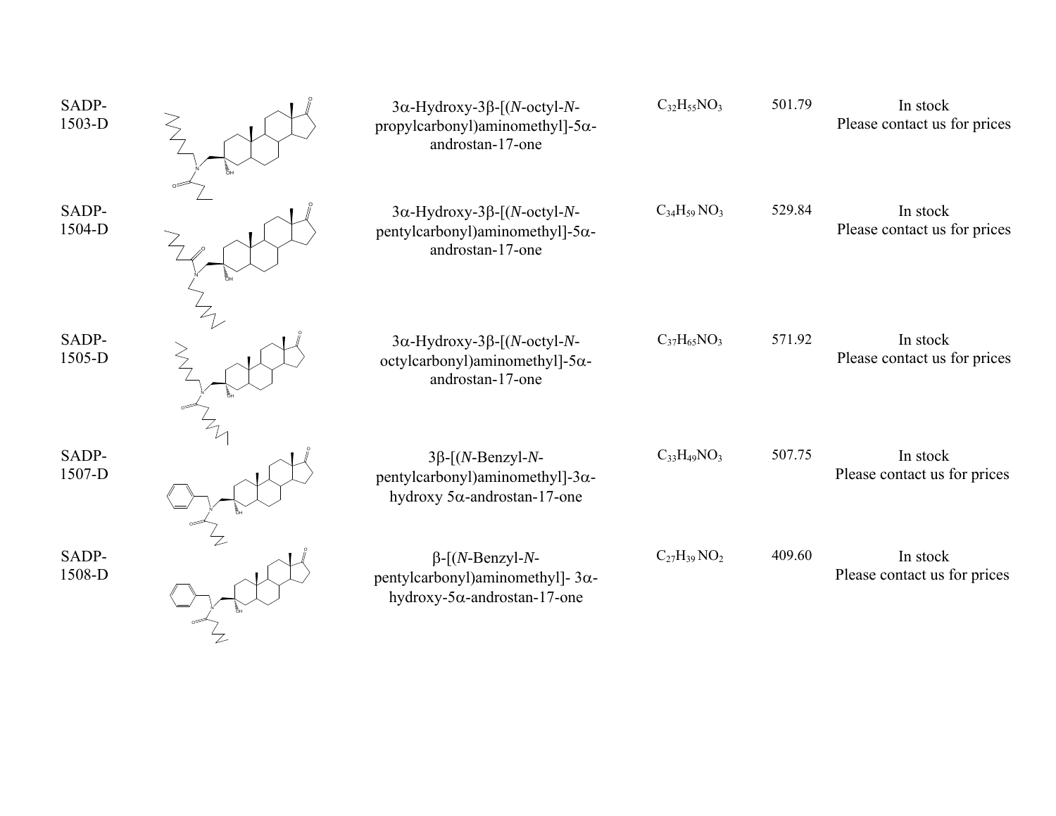| | | | | | |
|---|---|---|---|---|---|
| SADP-1503-D | | 3α-Hydroxy-3β-[(*N*-octyl-*N*-propylcarbonyl)aminomethyl]-5α-androstan-17-one | $C_{32}H_{55}NO_3$ | 501.79 | In stock<br>Please contact us for prices |
| SADP-1504-D | | 3α-Hydroxy-3β-[(*N*-octyl-*N*-pentylcarbonyl)aminomethyl]-5α-androstan-17-one | $C_{34}H_{59}NO_3$ | 529.84 | In stock<br>Please contact us for prices |
| SADP-1505-D | | 3α-Hydroxy-3β-[(*N*-octyl-*N*-octylcarbonyl)aminomethyl]-5α-androstan-17-one | $C_{37}H_{65}NO_3$ | 571.92 | In stock<br>Please contact us for prices |
| SADP-1507-D | | 3β-[(*N*-Benzyl-*N*-pentylcarbonyl)aminomethyl]-3α-hydroxy 5α-androstan-17-one | $C_{33}H_{49}NO_3$ | 507.75 | In stock<br>Please contact us for prices |
| SADP-1508-D | | β-[(*N*-Benzyl-*N*-pentylcarbonyl)aminomethyl]- 3α-hydroxy-5α-androstan-17-one | $C_{27}H_{39}NO_2$ | 409.60 | In stock<br>Please contact us for prices |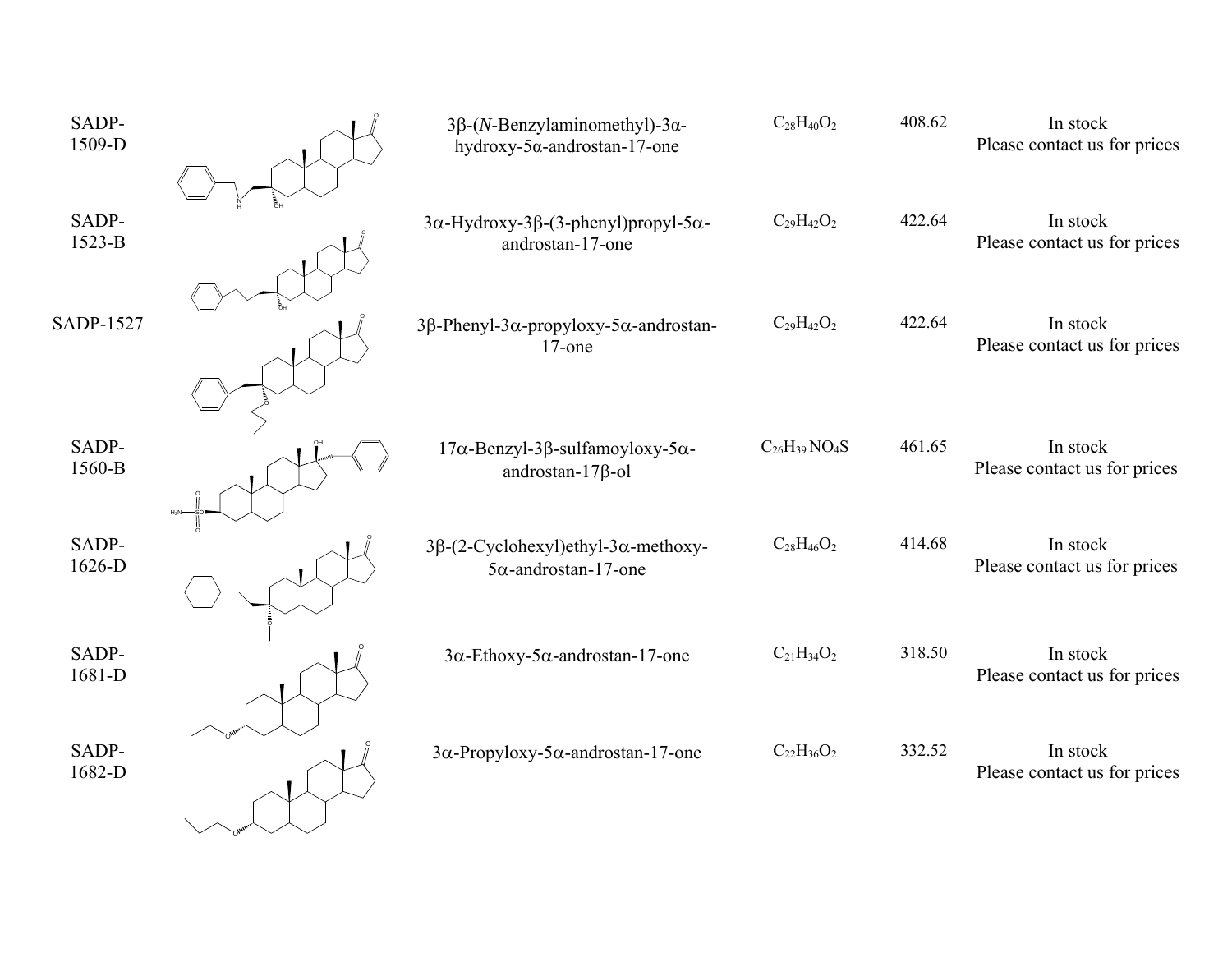| | | | | | |
|---|---|---|---|---|---|
| SADP-1509-D | | 3β-(*N*-Benzylaminomethyl)-3α-hydroxy-5α-androstan-17-one | $C_{28}H_{40}O_2$ | 408.62 | In stock<br>Please contact us for prices |
| SADP-1523-B | | 3α-Hydroxy-3β-(3-phenyl)propyl-5α-androstan-17-one | $C_{29}H_{42}O_2$ | 422.64 | In stock<br>Please contact us for prices |
| SADP-1527 | | 3β-Phenyl-3α-propyloxy-5α-androstan-17-one | $C_{29}H_{42}O_2$ | 422.64 | In stock<br>Please contact us for prices |
| SADP-1560-B | | 17α-Benzyl-3β-sulfamoyloxy-5α-androstan-17β-ol | $C_{26}H_{39}NO_4S$ | 461.65 | In stock<br>Please contact us for prices |
| SADP-1626-D | | 3β-(2-Cyclohexyl)ethyl-3α-methoxy-5α-androstan-17-one | $C_{28}H_{46}O_2$ | 414.68 | In stock<br>Please contact us for prices |
| SADP-1681-D | | 3α-Ethoxy-5α-androstan-17-one | $C_{21}H_{34}O_2$ | 318.50 | In stock<br>Please contact us for prices |
| SADP-1682-D | | 3α-Propyloxy-5α-androstan-17-one | $C_{22}H_{36}O_2$ | 332.52 | In stock<br>Please contact us for prices |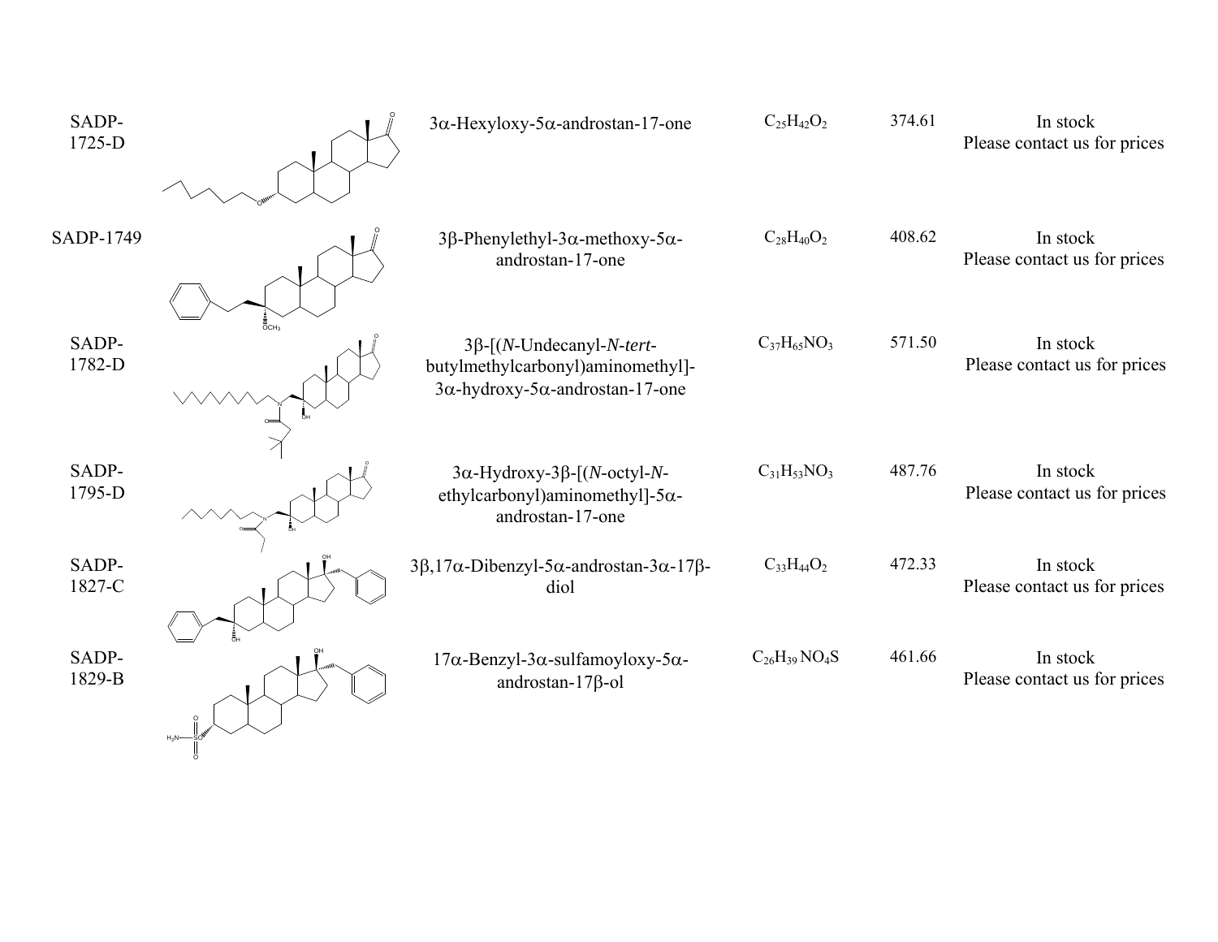| | | | | | |
|---|---|---|---|---|---|
| SADP-1725-D | | 3α-Hexyloxy-5α-androstan-17-one | $C_{25}H_{42}O_2$ | 374.61 | In stock<br>Please contact us for prices |
| SADP-1749 | | 3β-Phenylethyl-3α-methoxy-5α-androstan-17-one | $C_{28}H_{40}O_2$ | 408.62 | In stock<br>Please contact us for prices |
| SADP-1782-D | | 3β-[(*N*-Undecanyl-*N*-*tert*-butylmethylcarbonyl)aminomethyl]-3α-hydroxy-5α-androstan-17-one | $C_{37}H_{65}NO_3$ | 571.50 | In stock<br>Please contact us for prices |
| SADP-1795-D | | 3α-Hydroxy-3β-[(*N*-octyl-*N*-ethylcarbonyl)aminomethyl]-5α-androstan-17-one | $C_{31}H_{53}NO_3$ | 487.76 | In stock<br>Please contact us for prices |
| SADP-1827-C | | 3β,17α-Dibenzyl-5α-androstan-3α-17β-diol | $C_{33}H_{44}O_2$ | 472.33 | In stock<br>Please contact us for prices |
| SADP-1829-B | | 17α-Benzyl-3α-sulfamoyloxy-5α-androstan-17β-ol | $C_{26}H_{39}NO_4S$ | 461.66 | In stock<br>Please contact us for prices |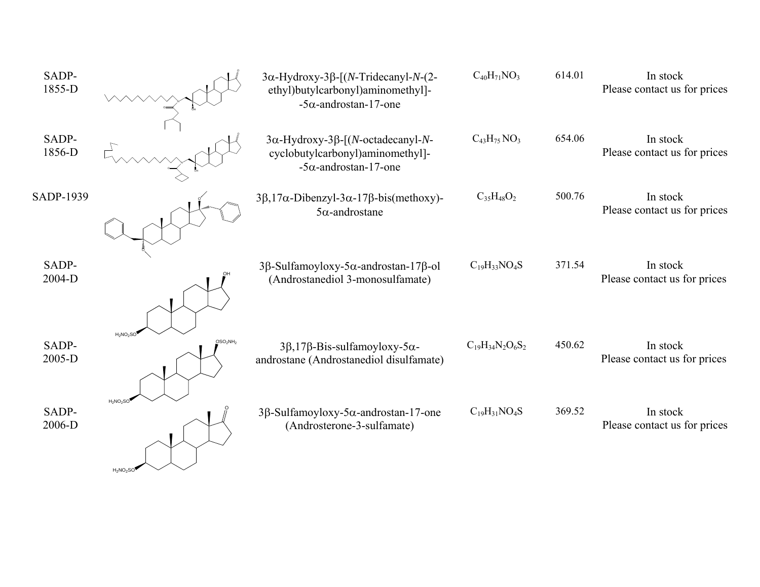| | | | | | |
|---|---|---|---|---|---|
| SADP-1855-D | | 3α-Hydroxy-3β-[(*N*-Tridecanyl-*N*-(2-ethyl)butylcarbonyl)aminomethyl]--5α-androstan-17-one | $C_{40}H_{71}NO_3$ | 614.01 | In stock Please contact us for prices |
| SADP-1856-D | | 3α-Hydroxy-3β-[(*N*-octadecanyl-*N*-cyclobutylcarbonyl)aminomethyl]--5α-androstan-17-one | $C_{43}H_{75}NO_3$ | 654.06 | In stock Please contact us for prices |
| SADP-1939 | | 3β,17α-Dibenzyl-3α-17β-bis(methoxy)-5α-androstane | $C_{35}H_{48}O_2$ | 500.76 | In stock Please contact us for prices |
| SADP-2004-D | | 3β-Sulfamoyloxy-5α-androstan-17β-ol (Androstanediol 3-monosulfamate) | $C_{19}H_{33}NO_4S$ | 371.54 | In stock Please contact us for prices |
| SADP-2005-D | | 3β,17β-Bis-sulfamoyloxy-5α-androstane (Androstanediol disulfamate) | $C_{19}H_{34}N_2O_6S_2$ | 450.62 | In stock Please contact us for prices |
| SADP-2006-D | | 3β-Sulfamoyloxy-5α-androstan-17-one (Androsterone-3-sulfamate) | $C_{19}H_{31}NO_4S$ | 369.52 | In stock Please contact us for prices |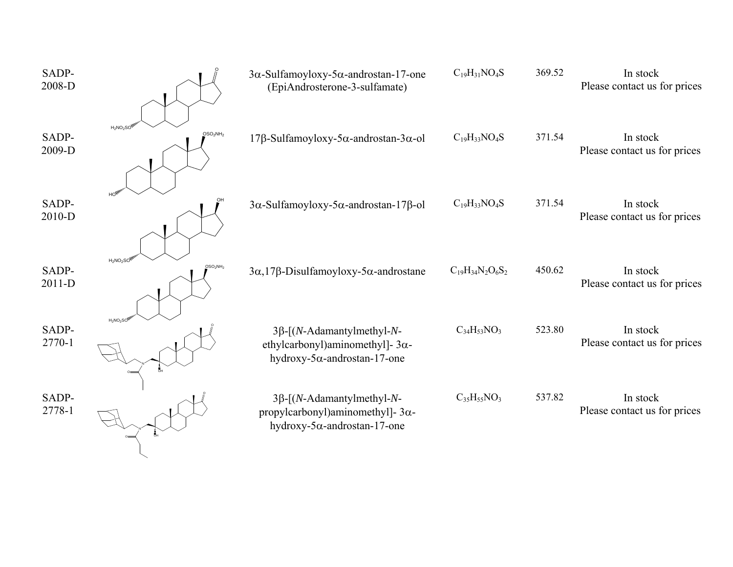| | | | | | |
|---|---|---|---|---|---|
| SADP-2008-D | | 3α-Sulfamoyloxy-5α-androstan-17-one (EpiAndrosterone-3-sulfamate) | $C_{19}H_{31}NO_4S$ | 369.52 | In stock Please contact us for prices |
| SADP-2009-D | | 17β-Sulfamoyloxy-5α-androstan-3α-ol | $C_{19}H_{33}NO_4S$ | 371.54 | In stock Please contact us for prices |
| SADP-2010-D | | 3α-Sulfamoyloxy-5α-androstan-17β-ol | $C_{19}H_{33}NO_4S$ | 371.54 | In stock Please contact us for prices |
| SADP-2011-D | | 3α,17β-Disulfamoyloxy-5α-androstane | $C_{19}H_{34}N_2O_6S_2$ | 450.62 | In stock Please contact us for prices |
| SADP-2770-1 | | 3β-[(*N*-Adamantylmethyl-*N*-ethylcarbonyl)aminomethyl]- 3α-hydroxy-5α-androstan-17-one | $C_{34}H_{53}NO_3$ | 523.80 | In stock Please contact us for prices |
| SADP-2778-1 | | 3β-[(*N*-Adamantylmethyl-*N*-propylcarbonyl)aminomethyl]- 3α-hydroxy-5α-androstan-17-one | $C_{35}H_{55}NO_3$ | 537.82 | In stock Please contact us for prices |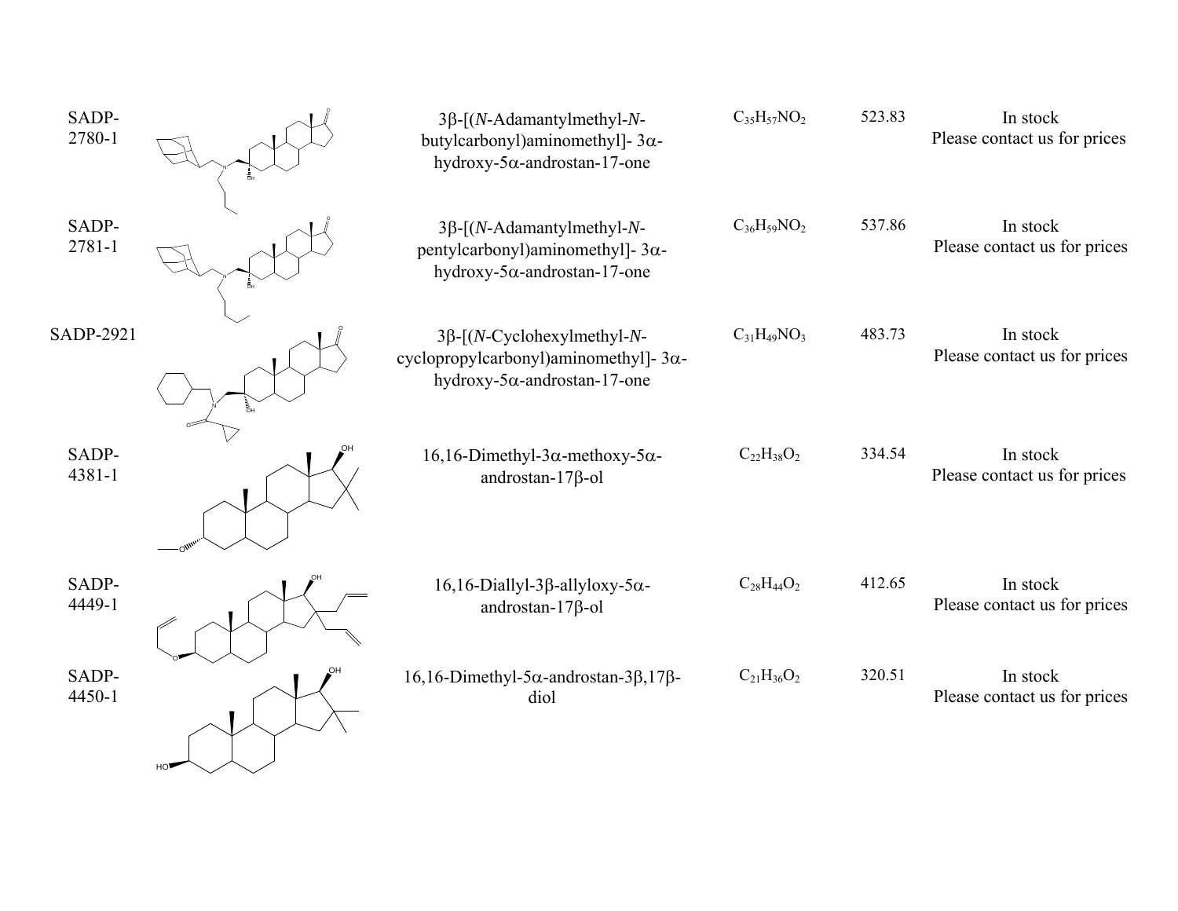| | | | | | |
|---|---|---|---|---|---|
| SADP-2780-1 | | 3β-[(*N*-Adamantylmethyl-*N*-butylcarbonyl)aminomethyl]- 3α-hydroxy-5α-androstan-17-one | $C_{35}H_{57}NO_2$ | 523.83 | In stock<br>Please contact us for prices |
| SADP-2781-1 | | 3β-[(*N*-Adamantylmethyl-*N*-pentylcarbonyl)aminomethyl]- 3α-hydroxy-5α-androstan-17-one | $C_{36}H_{59}NO_2$ | 537.86 | In stock<br>Please contact us for prices |
| SADP-2921 | | 3β-[(*N*-Cyclohexylmethyl-*N*-cyclopropylcarbonyl)aminomethyl]- 3α-hydroxy-5α-androstan-17-one | $C_{31}H_{49}NO_3$ | 483.73 | In stock<br>Please contact us for prices |
| SADP-4381-1 | | 16,16-Dimethyl-3α-methoxy-5α-androstan-17β-ol | $C_{22}H_{38}O_2$ | 334.54 | In stock<br>Please contact us for prices |
| SADP-4449-1 | | 16,16-Diallyl-3β-allyloxy-5α-androstan-17β-ol | $C_{28}H_{44}O_2$ | 412.65 | In stock<br>Please contact us for prices |
| SADP-4450-1 | | 16,16-Dimethyl-5α-androstan-3β,17β-diol | $C_{21}H_{36}O_2$ | 320.51 | In stock<br>Please contact us for prices |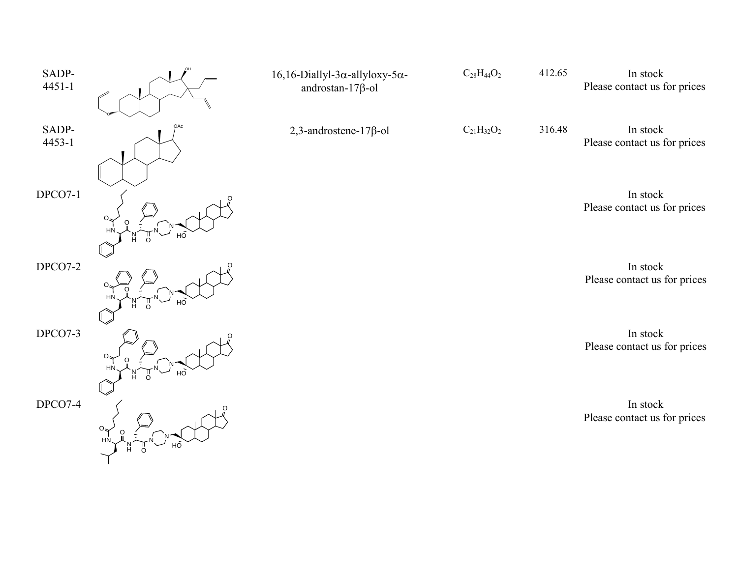| | | | | | |
|---|---|---|---|---|---|
| SADP-4451-1 | | 16,16-Diallyl-3α-allyloxy-5α-androstan-17β-ol | $C_{28}H_{44}O_2$ | 412.65 | In stock<br>Please contact us for prices |
| SADP-4453-1 | | 2,3-androstene-17β-ol | $C_{21}H_{32}O_2$ | 316.48 | In stock<br>Please contact us for prices |
| DPCO7-1 | | | | | In stock<br>Please contact us for prices |
| DPCO7-2 | | | | | In stock<br>Please contact us for prices |
| DPCO7-3 | | | | | In stock<br>Please contact us for prices |
| DPCO7-4 | | | | | In stock<br>Please contact us for prices |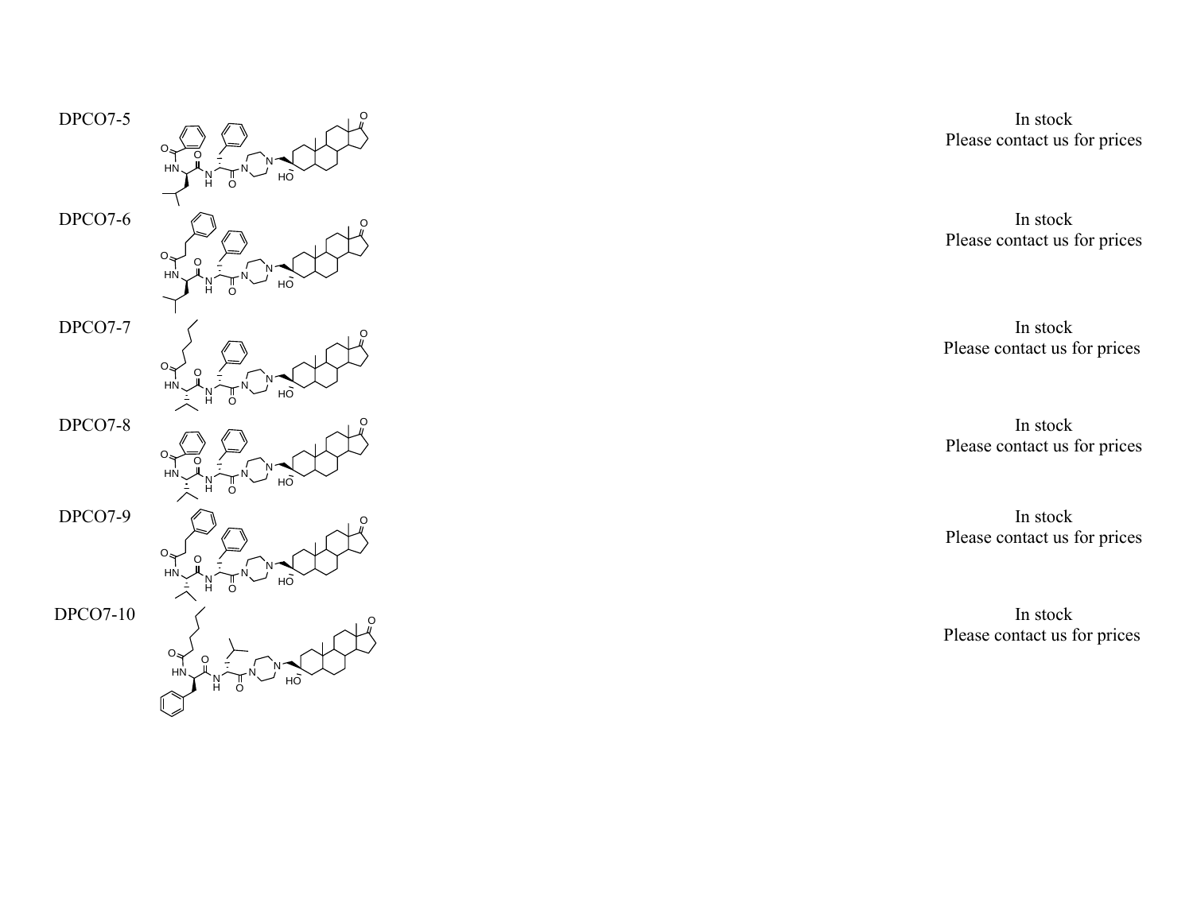| | | |
|---|---|---|
| DPCO7-5 | | In stock<br>Please contact us for prices |
| DPCO7-6 | | In stock<br>Please contact us for prices |
| DPCO7-7 | | In stock<br>Please contact us for prices |
| DPCO7-8 | | In stock<br>Please contact us for prices |
| DPCO7-9 | | In stock<br>Please contact us for prices |
| DPCO7-10 | | In stock<br>Please contact us for prices |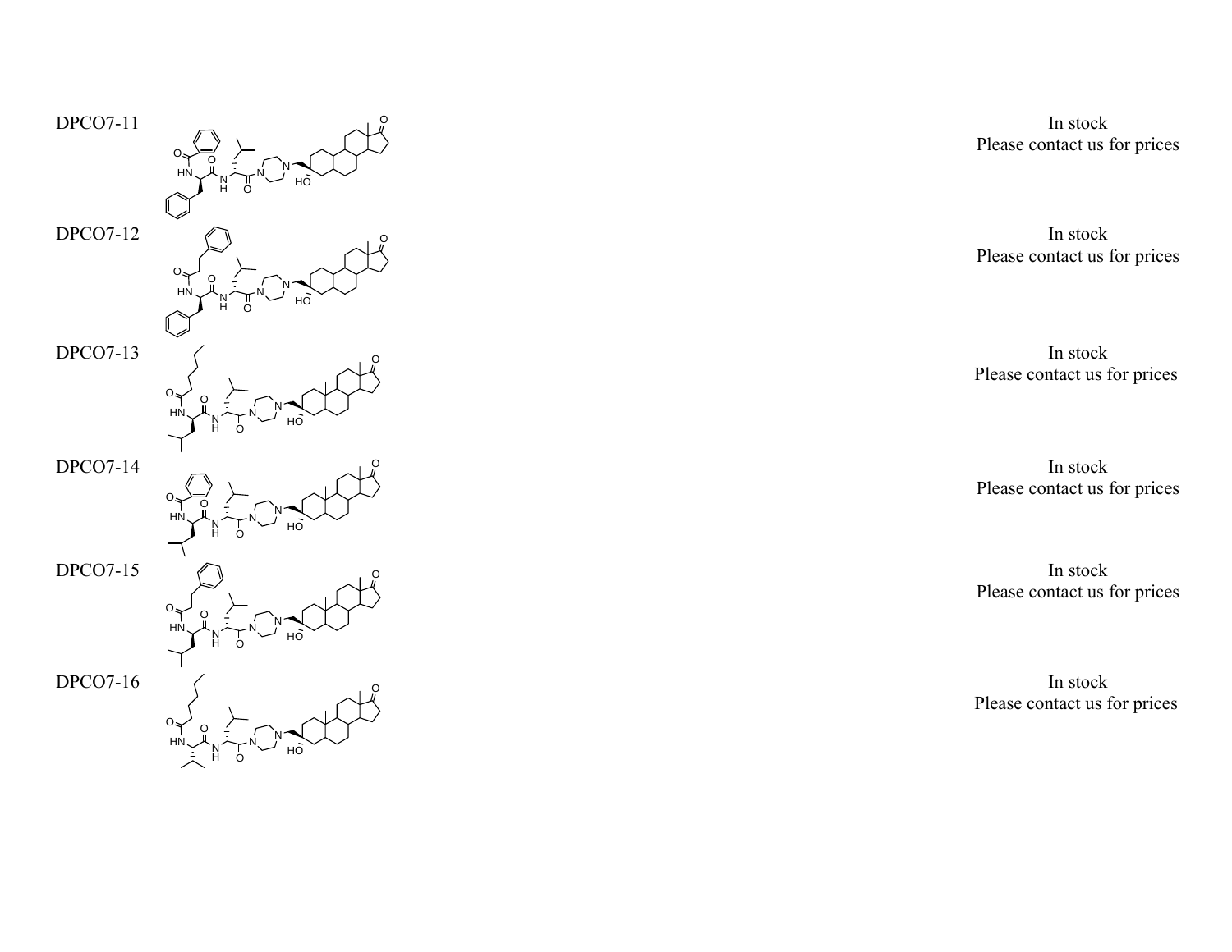| | | |
|---|---|---|
| DPCO7-11 | | In stock<br>Please contact us for prices |
| DPCO7-12 | | In stock<br>Please contact us for prices |
| DPCO7-13 | | In stock<br>Please contact us for prices |
| DPCO7-14 | | In stock<br>Please contact us for prices |
| DPCO7-15 | | In stock<br>Please contact us for prices |
| DPCO7-16 | | In stock<br>Please contact us for prices |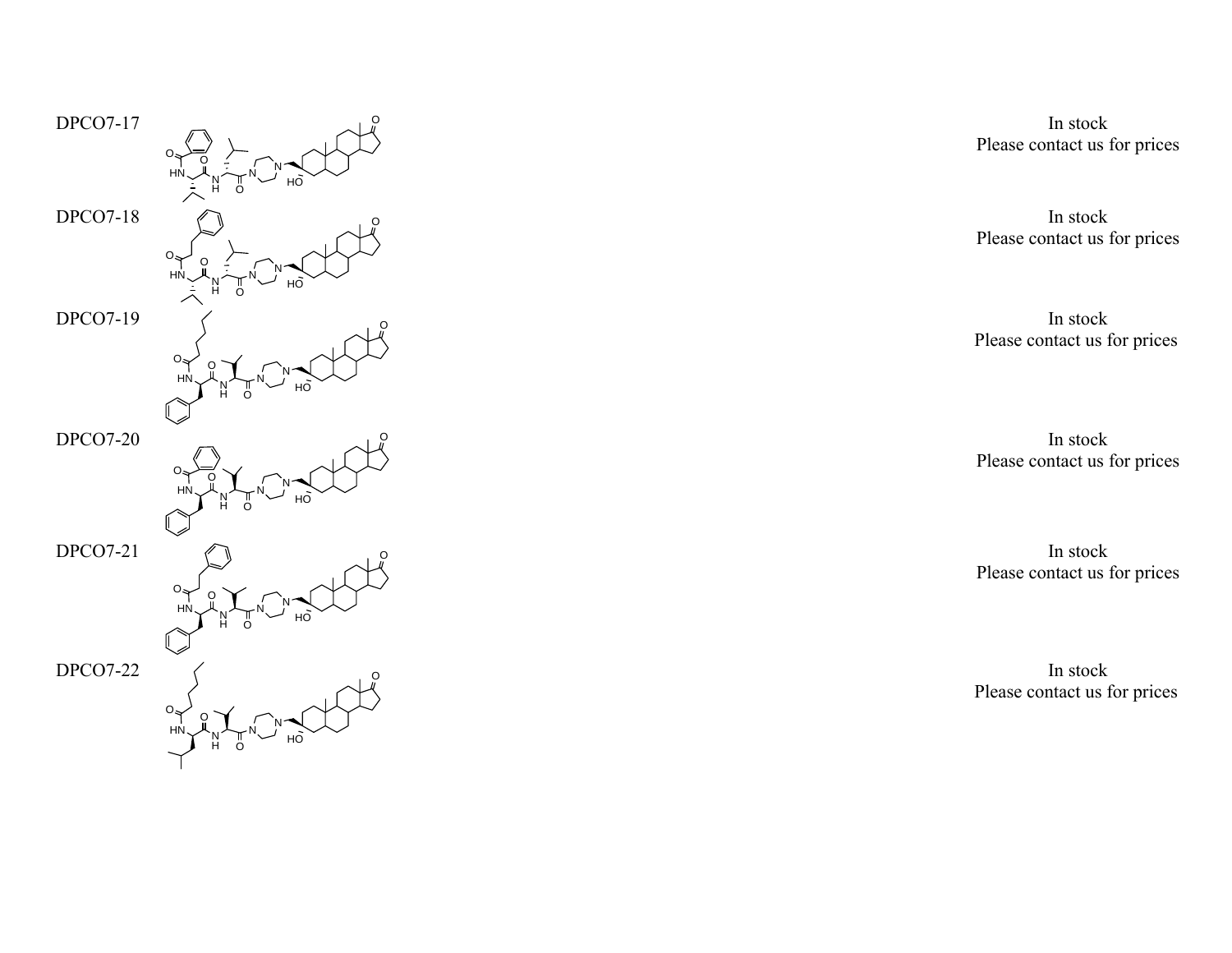| | | |
|---|---|---|
| DPCO7-17 | | In stock<br>Please contact us for prices |
| DPCO7-18 | | In stock<br>Please contact us for prices |
| DPCO7-19 | | In stock<br>Please contact us for prices |
| DPCO7-20 | | In stock<br>Please contact us for prices |
| DPCO7-21 | | In stock<br>Please contact us for prices |
| DPCO7-22 | | In stock<br>Please contact us for prices |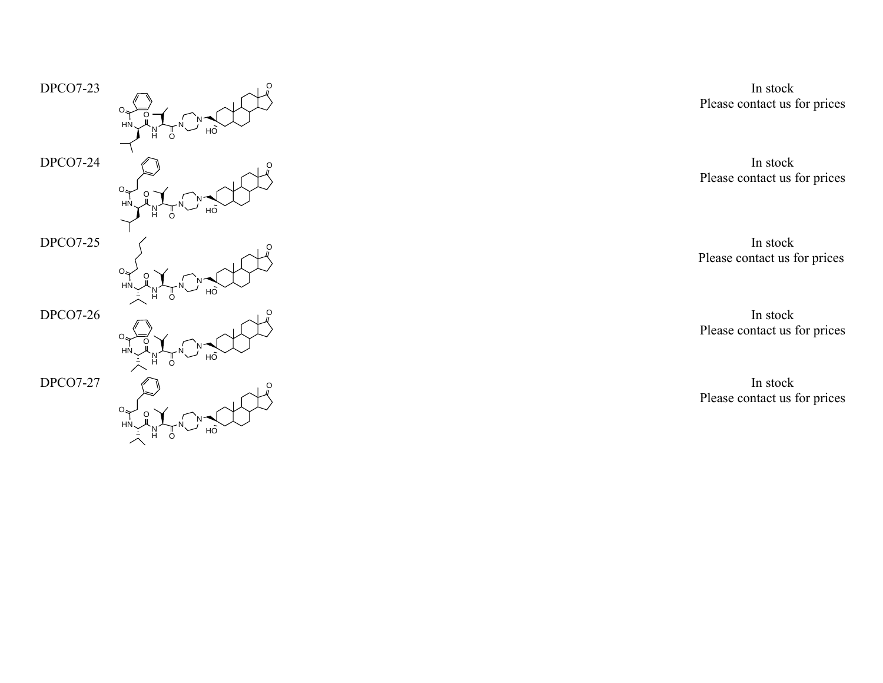| | | |
|---|---|---|
| DPCO7-23 | | In stock<br>Please contact us for prices |
| DPCO7-24 | | In stock<br>Please contact us for prices |
| DPCO7-25 | | In stock<br>Please contact us for prices |
| DPCO7-26 | | In stock<br>Please contact us for prices |
| DPCO7-27 | | In stock<br>Please contact us for prices |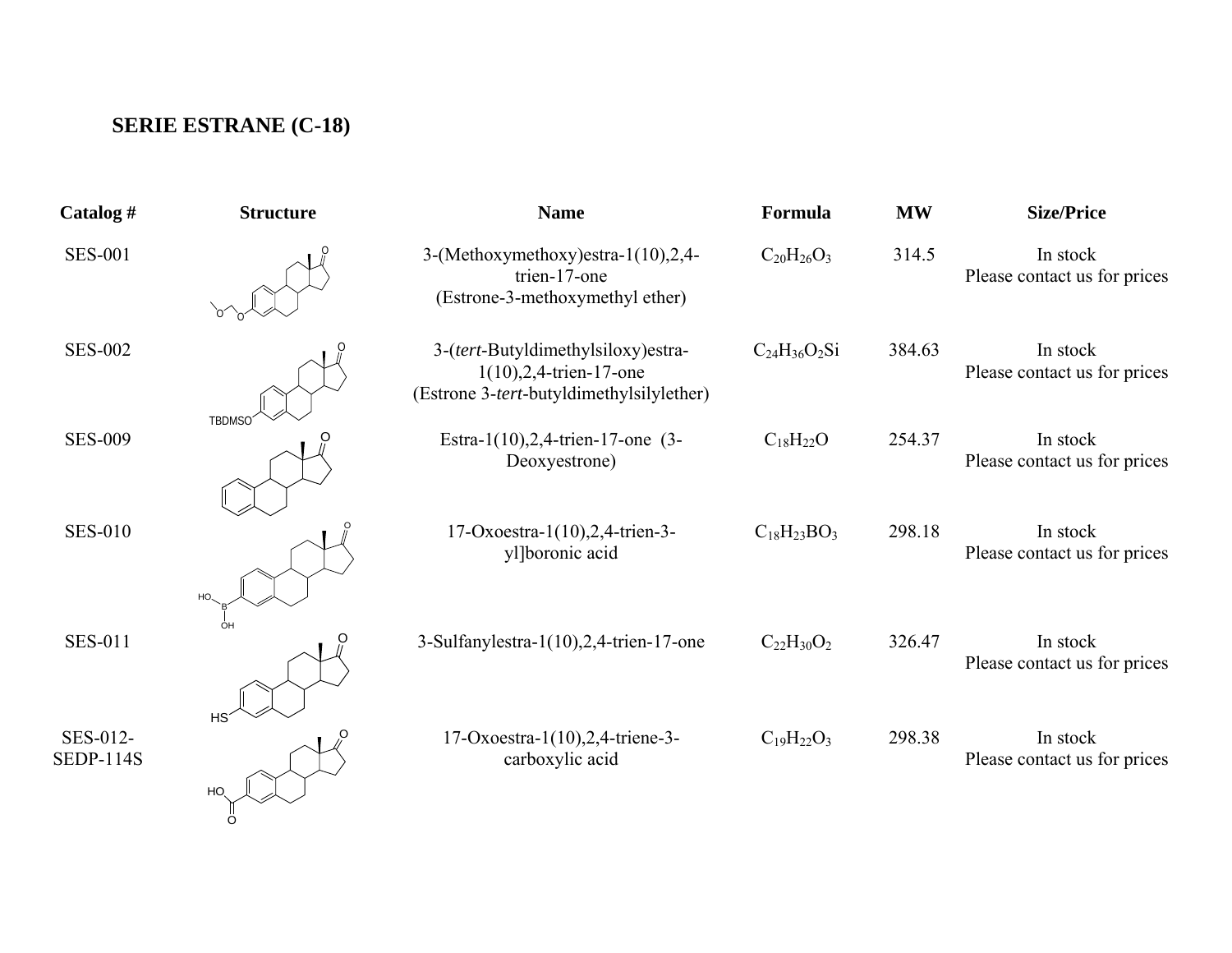## SERIE ESTRANE (C-18)

| Catalog # | Structure | Name | Formula | MW | Size/Price |
|---|---|---|---|---|---|
| SES-001 | | 3-(Methoxymethoxy)estra-1(10),2,4-trien-17-one (Estrone-3-methoxymethyl ether) | $C_{20}H_{26}O_3$ | 314.5 | In stock Please contact us for prices |
| SES-002 | | 3-(*tert*-Butyldimethylsiloxy)estra-1(10),2,4-trien-17-one (Estrone 3-*tert*-butyldimethylsilylether) | $C_{24}H_{36}O_2Si$ | 384.63 | In stock Please contact us for prices |
| SES-009 | | Estra-1(10),2,4-trien-17-one (3-Deoxyestrone) | $C_{18}H_{22}O$ | 254.37 | In stock Please contact us for prices |
| SES-010 | | 17-Oxoestra-1(10),2,4-trien-3-yl]boronic acid | $C_{18}H_{23}BO_3$ | 298.18 | In stock Please contact us for prices |
| SES-011 | | 3-Sulfanylestra-1(10),2,4-trien-17-one | $C_{22}H_{30}O_2$ | 326.47 | In stock Please contact us for prices |
| SES-012-SEDP-114S | | 17-Oxoestra-1(10),2,4-triene-3-carboxylic acid | $C_{19}H_{22}O_3$ | 298.38 | In stock Please contact us for prices |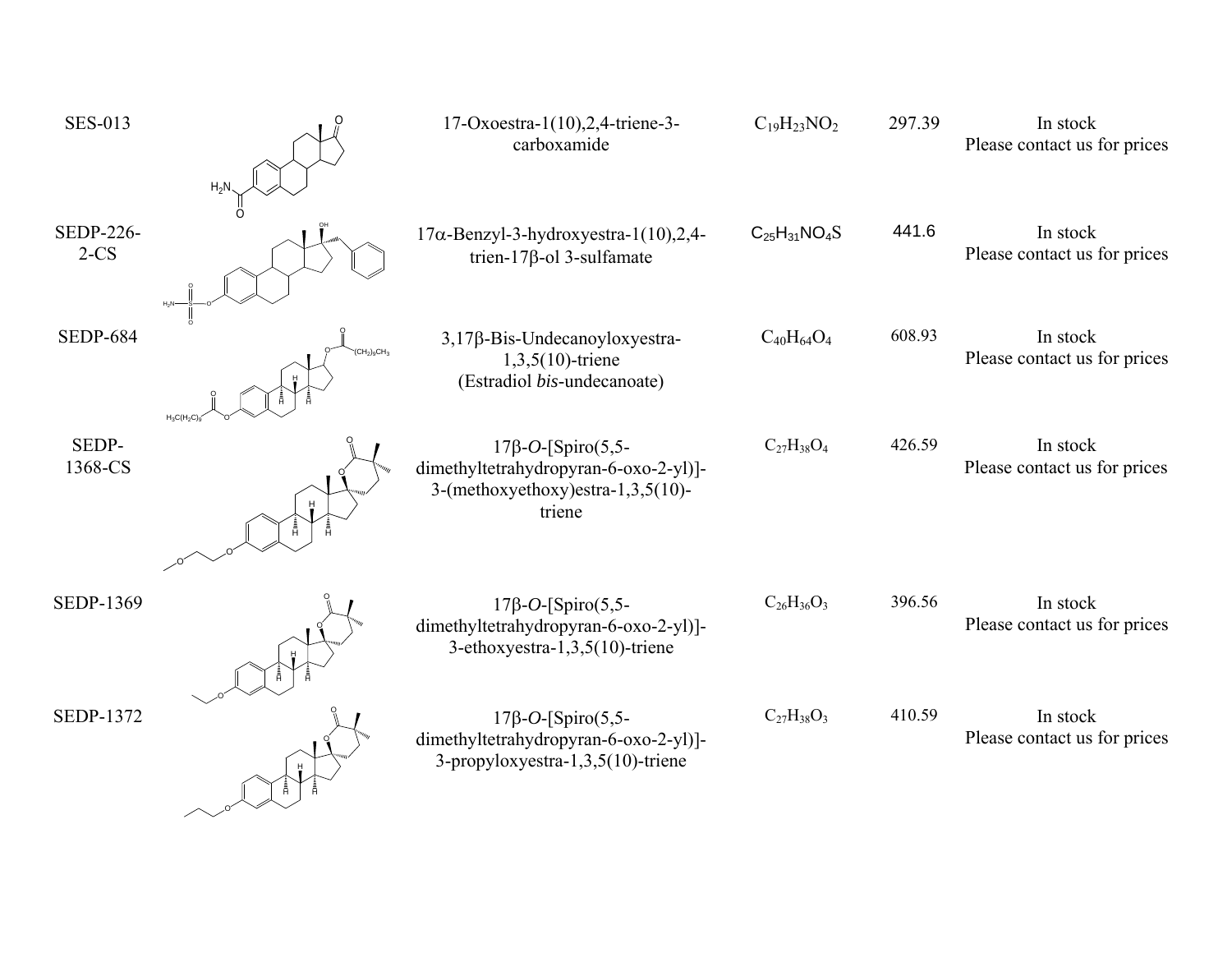| | | | | | |
|---|---|---|---|---|---|
| SES-013 | | 17-Oxoestra-1(10),2,4-triene-3-carboxamide | $C_{19}H_{23}NO_2$ | 297.39 | In stock<br>Please contact us for prices |
| SEDP-226-2-CS | | 17α-Benzyl-3-hydroxyestra-1(10),2,4-trien-17β-ol 3-sulfamate | $C_{25}H_{31}NO_4S$ | 441.6 | In stock<br>Please contact us for prices |
| SEDP-684 | | 3,17β-Bis-Undecanoyloxyestra-1,3,5(10)-triene<br>(Estradiol *bis*-undecanoate) | $C_{40}H_{64}O_4$ | 608.93 | In stock<br>Please contact us for prices |
| SEDP-1368-CS | | 17β-*O*-[Spiro(5,5-dimethyltetrahydropyran-6-oxo-2-yl)]-3-(methoxyethoxy)estra-1,3,5(10)-triene | $C_{27}H_{38}O_4$ | 426.59 | In stock<br>Please contact us for prices |
| SEDP-1369 | | 17β-*O*-[Spiro(5,5-dimethyltetrahydropyran-6-oxo-2-yl)]-3-ethoxyestra-1,3,5(10)-triene | $C_{26}H_{36}O_3$ | 396.56 | In stock<br>Please contact us for prices |
| SEDP-1372 | | 17β-*O*-[Spiro(5,5-dimethyltetrahydropyran-6-oxo-2-yl)]-3-propyloxyestra-1,3,5(10)-triene | $C_{27}H_{38}O_3$ | 410.59 | In stock<br>Please contact us for prices |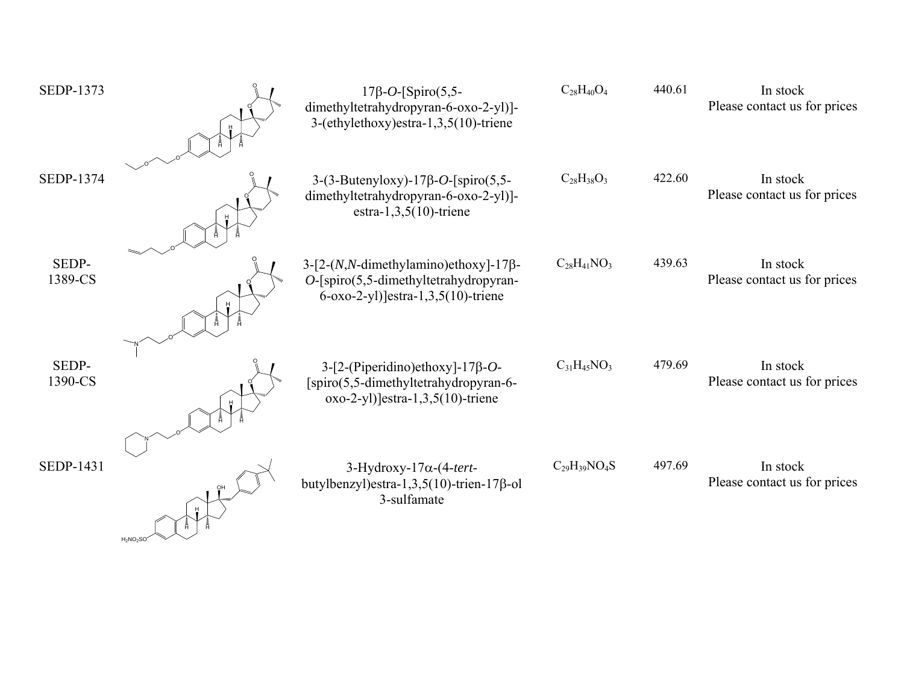| | | | | | |
|---|---|---|---|---|---|
| SEDP-1373 | | 17β-*O*-[Spiro(5,5-dimethyltetrahydropyran-6-oxo-2-yl)]-3-(ethylethoxy)estra-1,3,5(10)-triene | $C_{28}H_{40}O_4$ | 440.61 | In stock<br>Please contact us for prices |
| SEDP-1374 | | 3-(3-Butenyloxy)-17β-*O*-[spiro(5,5-dimethyltetrahydropyran-6-oxo-2-yl)]-estra-1,3,5(10)-triene | $C_{28}H_{38}O_3$ | 422.60 | In stock<br>Please contact us for prices |
| SEDP-1389-CS | | 3-[2-(*N*,*N*-dimethylamino)ethoxy]-17β-*O*-[spiro(5,5-dimethyltetrahydropyran-6-oxo-2-yl)]estra-1,3,5(10)-triene | $C_{28}H_{41}NO_3$ | 439.63 | In stock<br>Please contact us for prices |
| SEDP-1390-CS | | 3-[2-(Piperidino)ethoxy]-17β-*O*-[spiro(5,5-dimethyltetrahydropyran-6-oxo-2-yl)]estra-1,3,5(10)-triene | $C_{31}H_{45}NO_3$ | 479.69 | In stock<br>Please contact us for prices |
| SEDP-1431 | | 3-Hydroxy-17α-(4-*tert*-butylbenzyl)estra-1,3,5(10)-trien-17β-ol 3-sulfamate | $C_{29}H_{39}NO_4S$ | 497.69 | In stock<br>Please contact us for prices |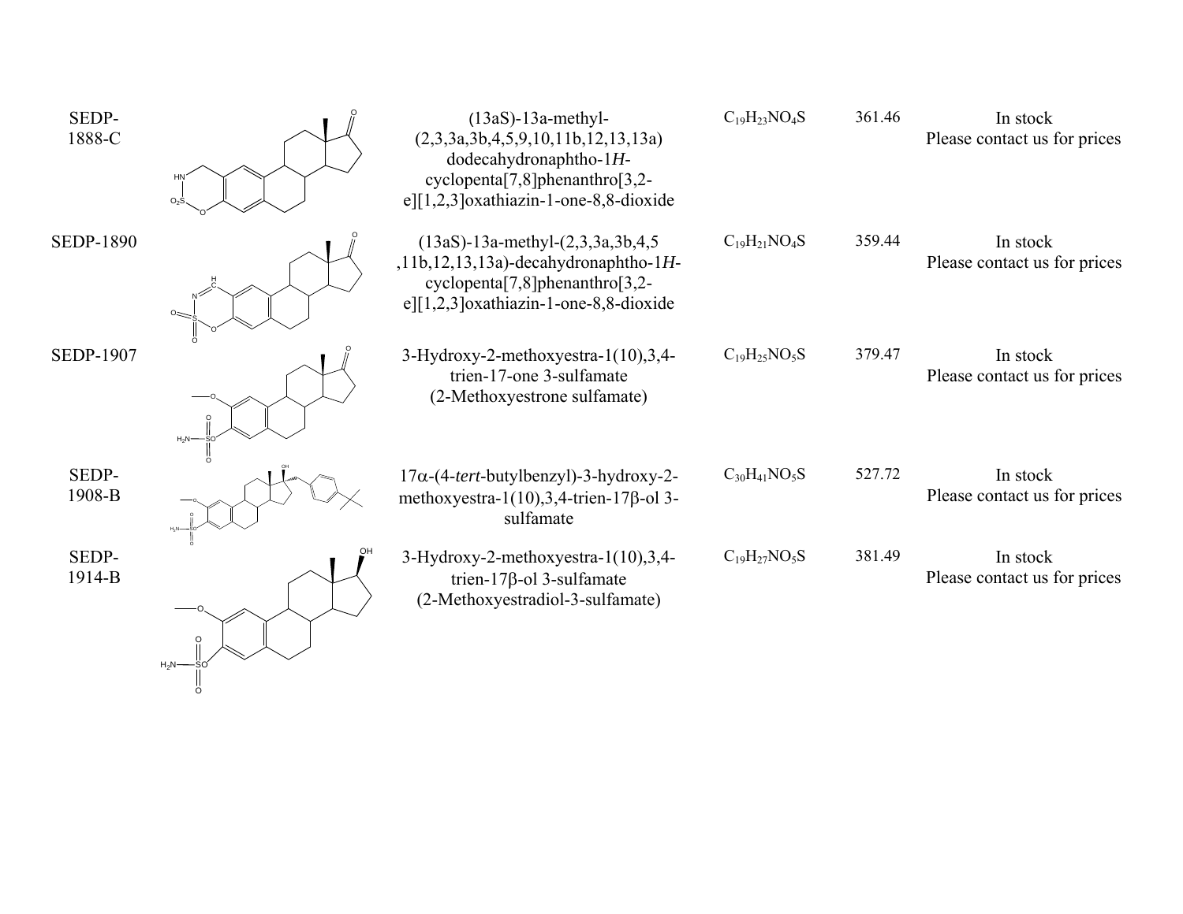| | | | | | |
|---|---|---|---|---|---|
| SEDP-1888-C | | (13aS)-13a-methyl-(2,3,3a,3b,4,5,9,10,11b,12,13,13a) dodecahydronaphtho-1*H*-cyclopenta[7,8]phenanthro[3,2-e][1,2,3]oxathiazin-1-one-8,8-dioxide | $C_{19}H_{23}NO_4S$ | 361.46 | In stock Please contact us for prices |
| SEDP-1890 | | (13aS)-13a-methyl-(2,3,3a,3b,4,5 ,11b,12,13,13a)-decahydronaphtho-1*H*-cyclopenta[7,8]phenanthro[3,2-e][1,2,3]oxathiazin-1-one-8,8-dioxide | $C_{19}H_{21}NO_4S$ | 359.44 | In stock Please contact us for prices |
| SEDP-1907 | | 3-Hydroxy-2-methoxyestra-1(10),3,4-trien-17-one 3-sulfamate (2-Methoxyestrone sulfamate) | $C_{19}H_{25}NO_5S$ | 379.47 | In stock Please contact us for prices |
| SEDP-1908-B | | 17α-(4-*tert*-butylbenzyl)-3-hydroxy-2-methoxyestra-1(10),3,4-trien-17β-ol 3-sulfamate | $C_{30}H_{41}NO_5S$ | 527.72 | In stock Please contact us for prices |
| SEDP-1914-B | | 3-Hydroxy-2-methoxyestra-1(10),3,4-trien-17β-ol 3-sulfamate (2-Methoxyestradiol-3-sulfamate) | $C_{19}H_{27}NO_5S$ | 381.49 | In stock Please contact us for prices |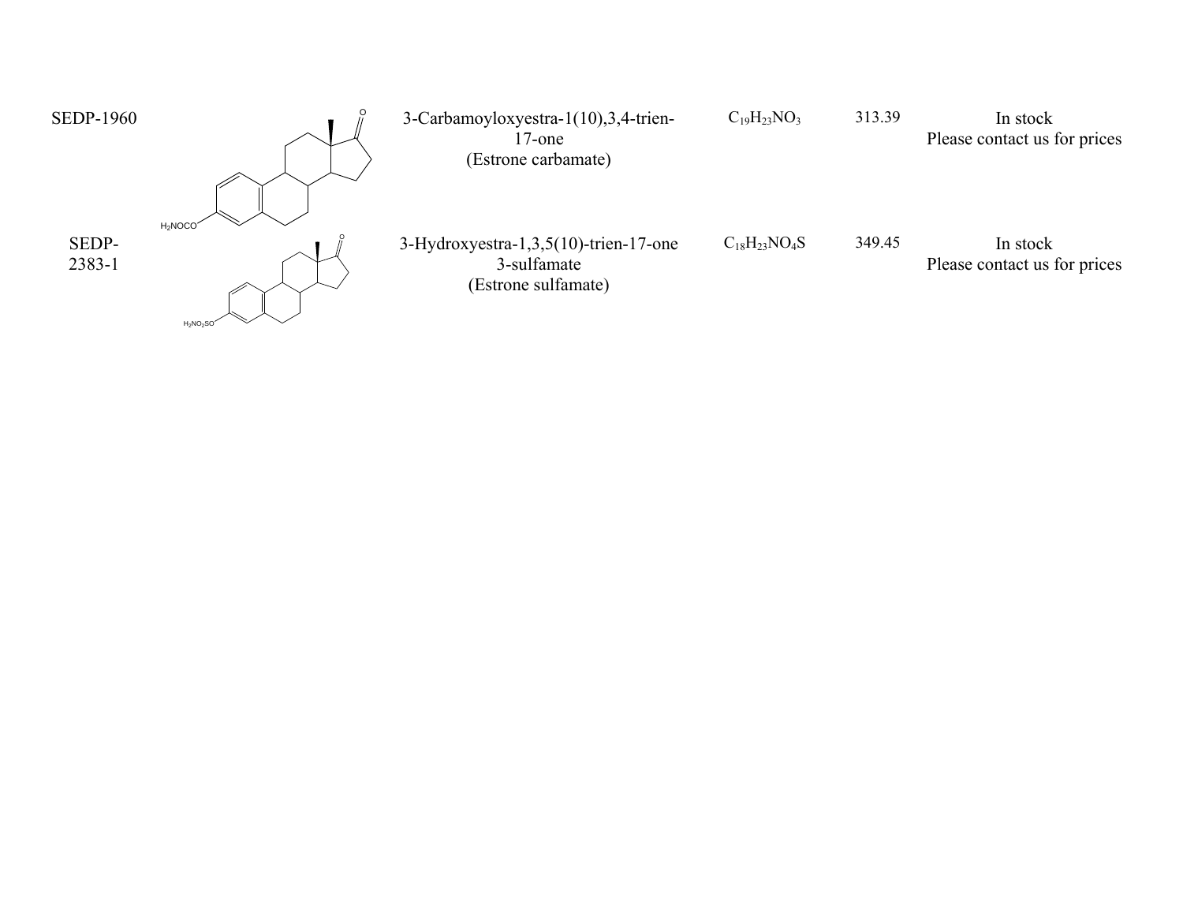| | | | | | |
|---|---|---|---|---|---|
| SEDP-1960 | $H_2NOCO$ | 3-Carbamoyloxyestra-1(10),3,4-trien-17-one (Estrone carbamate) | $C_{19}H_{23}NO_3$ | 313.39 | In stock Please contact us for prices |
| SEDP-2383-1 | $H_2NO_2SO$ | 3-Hydroxyestra-1,3,5(10)-trien-17-one 3-sulfamate (Estrone sulfamate) | $C_{18}H_{23}NO_4S$ | 349.45 | In stock Please contact us for prices |